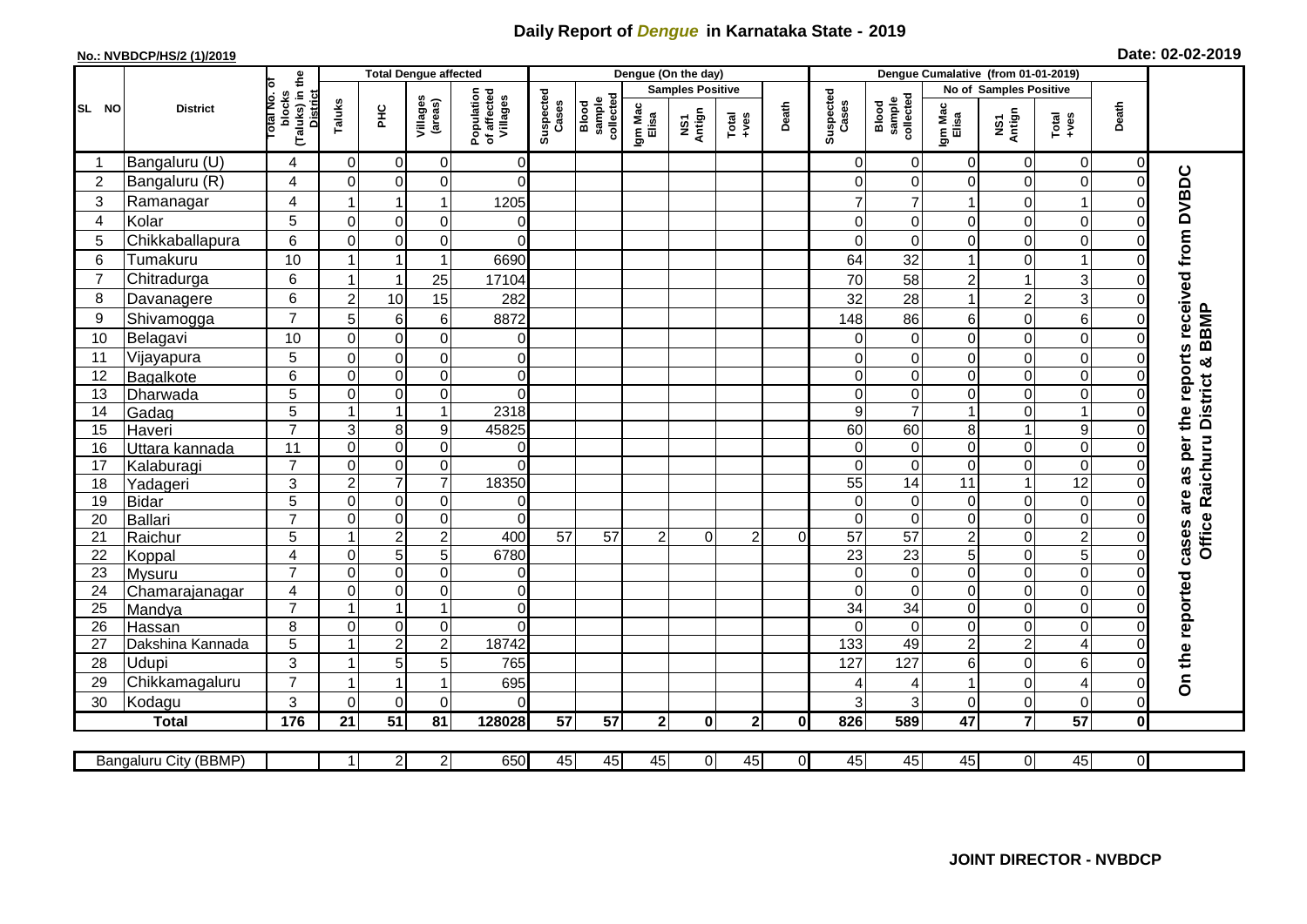# Daily Report of *Dengue* in Karnataka State - 2019

**No.: NVBDCP/HS/2 (1)/2019**

**Date: 02-02-2019**

| SL NO | District | Total No. of blocks (Taluks) in the District | Total Dengue affected | | | | Dengue (On the day) | | | | | | | Dengue Cumalative (from 01-01-2019) | | | | | | | |
|---|---|---|---|---|---|---|---|---|---|---|---|---|---|---|---|---|---|---|---|---|---|
| | | | Taluks | PHC | Villages (areas) | Population of affected Villages | Suspected Cases | Blood sample collected | Samples Positive | | | Death | Suspected Cases | Blood sample collected | No of Samples Positive | | | Death | |
| | | | | | | | | | Igm Mac Elisa | NS1 Antign | Total +ves | | | | Igm Mac Elisa | NS1 Antign | Total +ves | | |
| 1 | Bangaluru (U) | 4 | 0 | 0 | 0 | 0 | | | | | | | 0 | 0 | 0 | 0 | 0 | 0 | On the reported cases are as per the reports received from DVBDC Office Raichuru District & BBMP |
| 2 | Bangaluru (R) | 4 | 0 | 0 | 0 | 0 | | | | | | | 0 | 0 | 0 | 0 | 0 | 0 | |
| 3 | Ramanagar | 4 | 1 | 1 | 1 | 1205 | | | | | | | 7 | 7 | 1 | 0 | 1 | 0 | |
| 4 | Kolar | 5 | 0 | 0 | 0 | 0 | | | | | | | 0 | 0 | 0 | 0 | 0 | 0 | |
| 5 | Chikkaballapura | 6 | 0 | 0 | 0 | 0 | | | | | | | 0 | 0 | 0 | 0 | 0 | 0 | |
| 6 | Tumakuru | 10 | 1 | 1 | 1 | 6690 | | | | | | | 64 | 32 | 1 | 0 | 1 | 0 | |
| 7 | Chitradurga | 6 | 1 | 1 | 25 | 17104 | | | | | | | 70 | 58 | 2 | 1 | 3 | 0 | |
| 8 | Davanagere | 6 | 2 | 10 | 15 | 282 | | | | | | | 32 | 28 | 1 | 2 | 3 | 0 | |
| 9 | Shivamogga | 7 | 5 | 6 | 6 | 8872 | | | | | | | 148 | 86 | 6 | 0 | 6 | 0 | |
| 10 | Belagavi | 10 | 0 | 0 | 0 | 0 | | | | | | | 0 | 0 | 0 | 0 | 0 | 0 | |
| 11 | Vijayapura | 5 | 0 | 0 | 0 | 0 | | | | | | | 0 | 0 | 0 | 0 | 0 | 0 | |
| 12 | Bagalkote | 6 | 0 | 0 | 0 | 0 | | | | | | | 0 | 0 | 0 | 0 | 0 | 0 | |
| 13 | Dharwada | 5 | 0 | 0 | 0 | 0 | | | | | | | 0 | 0 | 0 | 0 | 0 | 0 | |
| 14 | Gadag | 5 | 1 | 1 | 1 | 2318 | | | | | | | 9 | 7 | 1 | 0 | 1 | 0 | |
| 15 | Haveri | 7 | 3 | 8 | 9 | 45825 | | | | | | | 60 | 60 | 8 | 1 | 9 | 0 | |
| 16 | Uttara kannada | 11 | 0 | 0 | 0 | 0 | | | | | | | 0 | 0 | 0 | 0 | 0 | 0 | |
| 17 | Kalaburagi | 7 | 0 | 0 | 0 | 0 | | | | | | | 0 | 0 | 0 | 0 | 0 | 0 | |
| 18 | Yadageri | 3 | 2 | 7 | 7 | 18350 | | | | | | | 55 | 14 | 11 | 1 | 12 | 0 | |
| 19 | Bidar | 5 | 0 | 0 | 0 | 0 | | | | | | | 0 | 0 | 0 | 0 | 0 | 0 | |
| 20 | Ballari | 7 | 0 | 0 | 0 | 0 | | | | | | | 0 | 0 | 0 | 0 | 0 | 0 | |
| 21 | Raichur | 5 | 1 | 2 | 2 | 400 | 57 | 57 | 2 | 0 | 2 | 0 | 57 | 57 | 2 | 0 | 2 | 0 | |
| 22 | Koppal | 4 | 0 | 5 | 5 | 6780 | | | | | | | 23 | 23 | 5 | 0 | 5 | 0 | |
| 23 | Mysuru | 7 | 0 | 0 | 0 | 0 | | | | | | | 0 | 0 | 0 | 0 | 0 | 0 | |
| 24 | Chamarajanagar | 4 | 0 | 0 | 0 | 0 | | | | | | | 0 | 0 | 0 | 0 | 0 | 0 | |
| 25 | Mandya | 7 | 1 | 1 | 1 | 0 | | | | | | | 34 | 34 | 0 | 0 | 0 | 0 | |
| 26 | Hassan | 8 | 0 | 0 | 0 | 0 | | | | | | | 0 | 0 | 0 | 0 | 0 | 0 | |
| 27 | Dakshina Kannada | 5 | 1 | 2 | 2 | 18742 | | | | | | | 133 | 49 | 2 | 2 | 4 | 0 | |
| 28 | Udupi | 3 | 1 | 5 | 5 | 765 | | | | | | | 127 | 127 | 6 | 0 | 6 | 0 | |
| 29 | Chikkamagaluru | 7 | 1 | 1 | 1 | 695 | | | | | | | 4 | 4 | 1 | 0 | 4 | 0 | |
| 30 | Kodagu | 3 | 0 | 0 | 0 | 0 | | | | | | | 3 | 3 | 0 | 0 | 0 | 0 | |
| | **Total** | **176** | **21** | **51** | **81** | **128028** | **57** | **57** | **2** | **0** | **2** | **0** | **826** | **589** | **47** | **7** | **57** | **0** | |

| Bangaluru City (BBMP) | | 1 | 2 | 2 | 650 | 45 | 45 | 45 | 0 | 45 | 0 | 45 | 45 | 45 | 0 | 45 | 0 |
|---|---|---|---|---|---|---|---|---|---|---|---|---|---|---|---|---|---|

**JOINT DIRECTOR - NVBDCP**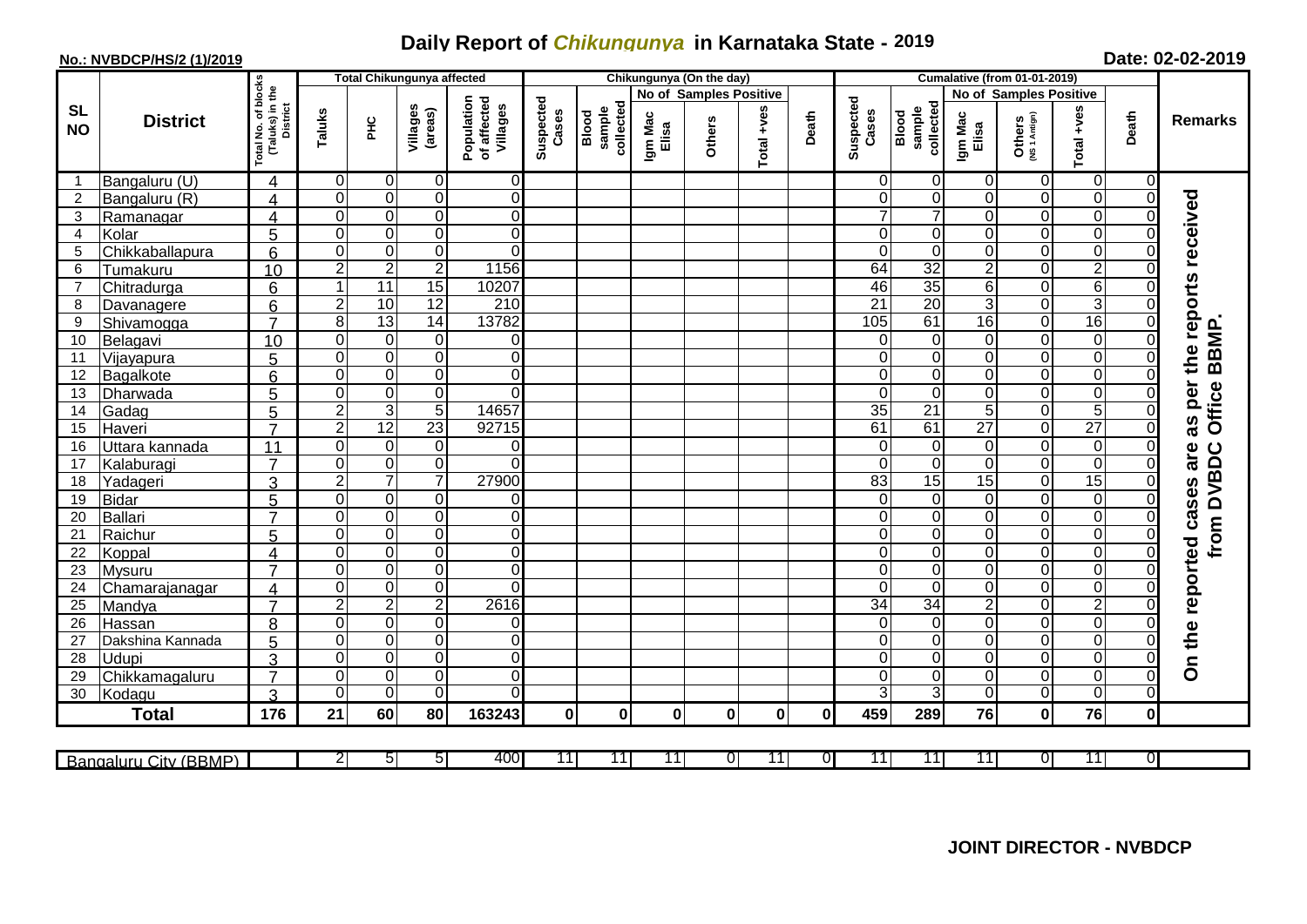# Daily Report of *Chikungunya* in Karnataka State - 2019

**No.: NVBDCP/HS/2 (1)/2019**

**Date: 02-02-2019**

| SL NO | District | Total No. of blocks (Taluks) in the District | Total Chikungunya affected | | | | Chikungunya (On the day) | | | | | | | Cumalative (from 01-01-2019) | | | | | | | Remarks |
|---|---|---|---|---|---|---|---|---|---|---|---|---|---|---|---|---|---|---|---|---|---|
| | | | | | | | | | No of Samples Positive | | | | | | | No of Samples Positive | | | | | |
| | | | Taluks | PHC | Villages (areas) | Population of affected Villages | Suspected Cases | Blood sample collected | Igm Mac Elisa | Others | Total +ves | Death | Suspected Cases | Blood sample collected | Igm Mac Elisa | Others (NS1 Antign) | Total +ves | Death | |
| 1 | Bangaluru (U) | 4 | 0 | 0 | 0 | 0 | | | | | | | 0 | 0 | 0 | 0 | 0 | 0 | On the reported cases are as per the reports received from DVBDC Office BBMP. |
| 2 | Bangaluru (R) | 4 | 0 | 0 | 0 | 0 | | | | | | | 0 | 0 | 0 | 0 | 0 | 0 | |
| 3 | Ramanagar | 4 | 0 | 0 | 0 | 0 | | | | | | | 7 | 7 | 0 | 0 | 0 | 0 | |
| 4 | Kolar | 5 | 0 | 0 | 0 | 0 | | | | | | | 0 | 0 | 0 | 0 | 0 | 0 | |
| 5 | Chikkaballapura | 6 | 0 | 0 | 0 | 0 | | | | | | | 0 | 0 | 0 | 0 | 0 | 0 | |
| 6 | Tumakuru | 10 | 2 | 2 | 2 | 1156 | | | | | | | 64 | 32 | 2 | 0 | 2 | 0 | |
| 7 | Chitradurga | 6 | 1 | 11 | 15 | 10207 | | | | | | | 46 | 35 | 6 | 0 | 6 | 0 | |
| 8 | Davanagere | 6 | 2 | 10 | 12 | 210 | | | | | | | 21 | 20 | 3 | 0 | 3 | 0 | |
| 9 | Shivamogga | 7 | 8 | 13 | 14 | 13782 | | | | | | | 105 | 61 | 16 | 0 | 16 | 0 | |
| 10 | Belagavi | 10 | 0 | 0 | 0 | 0 | | | | | | | 0 | 0 | 0 | 0 | 0 | 0 | |
| 11 | Vijayapura | 5 | 0 | 0 | 0 | 0 | | | | | | | 0 | 0 | 0 | 0 | 0 | 0 | |
| 12 | Bagalkote | 6 | 0 | 0 | 0 | 0 | | | | | | | 0 | 0 | 0 | 0 | 0 | 0 | |
| 13 | Dharwada | 5 | 0 | 0 | 0 | 0 | | | | | | | 0 | 0 | 0 | 0 | 0 | 0 | |
| 14 | Gadag | 5 | 2 | 3 | 5 | 14657 | | | | | | | 35 | 21 | 5 | 0 | 5 | 0 | |
| 15 | Haveri | 7 | 2 | 12 | 23 | 92715 | | | | | | | 61 | 61 | 27 | 0 | 27 | 0 | |
| 16 | Uttara kannada | 11 | 0 | 0 | 0 | 0 | | | | | | | 0 | 0 | 0 | 0 | 0 | 0 | |
| 17 | Kalaburagi | 7 | 0 | 0 | 0 | 0 | | | | | | | 0 | 0 | 0 | 0 | 0 | 0 | |
| 18 | Yadageri | 3 | 2 | 7 | 7 | 27900 | | | | | | | 83 | 15 | 15 | 0 | 15 | 0 | |
| 19 | Bidar | 5 | 0 | 0 | 0 | 0 | | | | | | | 0 | 0 | 0 | 0 | 0 | 0 | |
| 20 | Ballari | 7 | 0 | 0 | 0 | 0 | | | | | | | 0 | 0 | 0 | 0 | 0 | 0 | |
| 21 | Raichur | 5 | 0 | 0 | 0 | 0 | | | | | | | 0 | 0 | 0 | 0 | 0 | 0 | |
| 22 | Koppal | 4 | 0 | 0 | 0 | 0 | | | | | | | 0 | 0 | 0 | 0 | 0 | 0 | |
| 23 | Mysuru | 7 | 0 | 0 | 0 | 0 | | | | | | | 0 | 0 | 0 | 0 | 0 | 0 | |
| 24 | Chamarajanagar | 4 | 0 | 0 | 0 | 0 | | | | | | | 0 | 0 | 0 | 0 | 0 | 0 | |
| 25 | Mandya | 7 | 2 | 2 | 2 | 2616 | | | | | | | 34 | 34 | 2 | 0 | 2 | 0 | |
| 26 | Hassan | 8 | 0 | 0 | 0 | 0 | | | | | | | 0 | 0 | 0 | 0 | 0 | 0 | |
| 27 | Dakshina Kannada | 5 | 0 | 0 | 0 | 0 | | | | | | | 0 | 0 | 0 | 0 | 0 | 0 | |
| 28 | Udupi | 3 | 0 | 0 | 0 | 0 | | | | | | | 0 | 0 | 0 | 0 | 0 | 0 | |
| 29 | Chikkamagaluru | 7 | 0 | 0 | 0 | 0 | | | | | | | 0 | 0 | 0 | 0 | 0 | 0 | |
| 30 | Kodagu | 3 | 0 | 0 | 0 | 0 | | | | | | | 3 | 3 | 0 | 0 | 0 | 0 | |
| **Total** | | **176** | **21** | **60** | **80** | **163243** | **0** | **0** | **0** | **0** | **0** | **0** | **459** | **289** | **76** | **0** | **76** | **0** | |

| | | | | | | | | | | | | | | | | | |
|---|---|---|---|---|---|---|---|---|---|---|---|---|---|---|---|---|---|
| Bangaluru City (BBMP) | | 2 | 5 | 5 | 400 | 11 | 11 | 11 | 0 | 11 | 0 | 11 | 11 | 11 | 0 | 11 | 0 |

**JOINT DIRECTOR - NVBDCP**